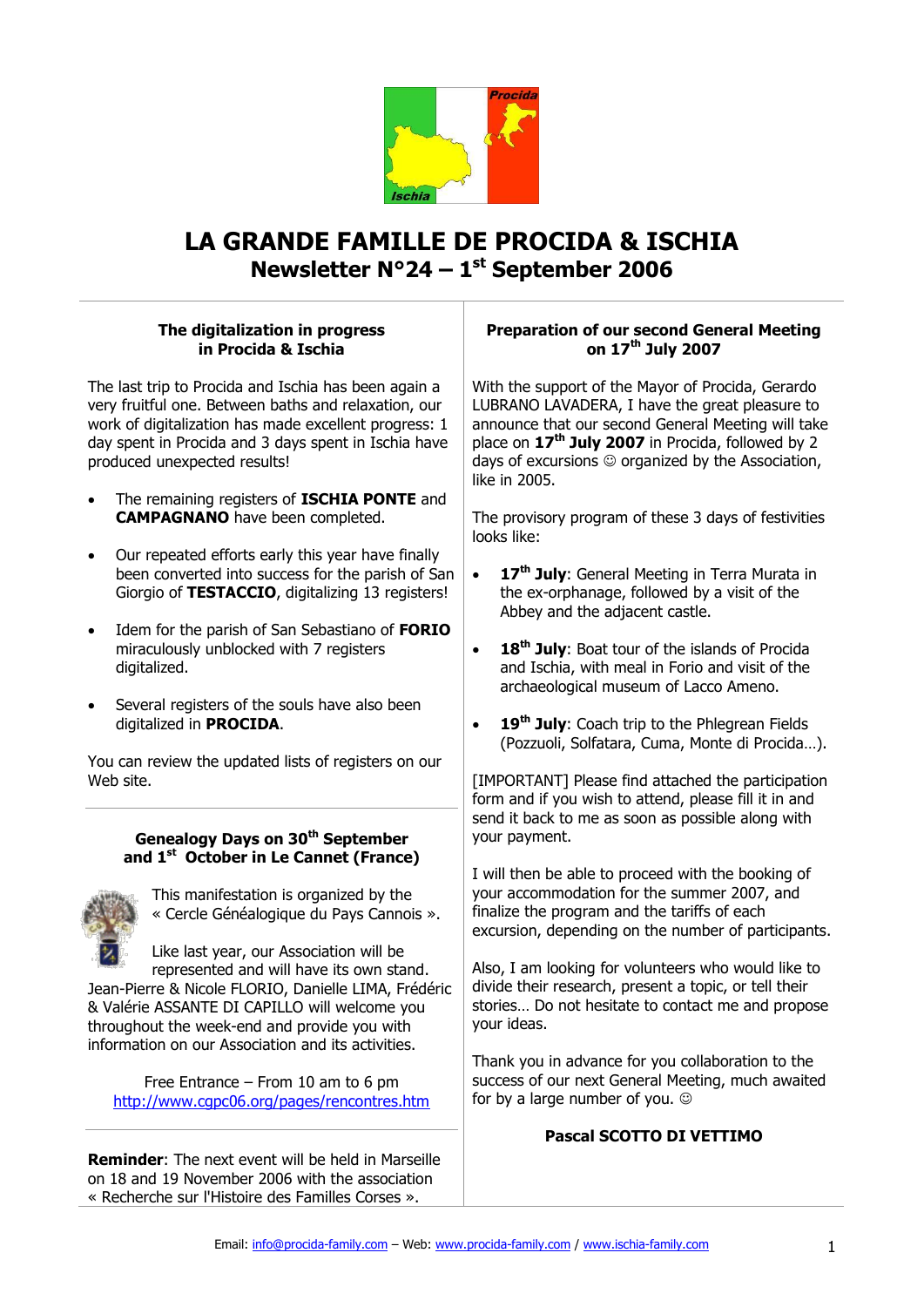# LA GRANDE FAMILLE DE PROCIDA & ISCHIA

## Newsletter N°24 – 1st September 2006

### The digitalization in progress in Procida & Ischia

The last trip to Procida and Ischia has been again a very fruitful one. Between baths and relaxation, our work of digitalization has made excellent progress: 1 day spent in Procida and 3 days spent in Ischia have produced unexpected results!

- The remaining registers of **ISCHIA PONTE** and **CAMPAGNANO** have been completed.
- Our repeated efforts early this year have finally been converted into success for the parish of San Giorgio of **TESTACCIO**, digitalizing 13 registers!
- Idem for the parish of San Sebastiano of **FORIO** miraculously unblocked with 7 registers digitalized.
- Several registers of the souls have also been digitalized in **PROCIDA**.

You can review the updated lists of registers on our Web site.

### Genealogy Days on 30th September and 1st October in Le Cannet (France)

This manifestation is organized by the « Cercle Généalogique du Pays Cannois ».

Like last year, our Association will be represented and will have its own stand. Jean-Pierre & Nicole FLORIO, Danielle LIMA, Frédéric & Valérie ASSANTE DI CAPILLO will welcome you throughout the week-end and provide you with information on our Association and its activities.

Free Entrance – From 10 am to 6 pm
http://www.cgpc06.org/pages/rencontres.htm

**Reminder**: The next event will be held in Marseille on 18 and 19 November 2006 with the association « Recherche sur l'Histoire des Familles Corses ».

### Preparation of our second General Meeting on 17th July 2007

With the support of the Mayor of Procida, Gerardo LUBRANO LAVADERA, I have the great pleasure to announce that our second General Meeting will take place on **17th July 2007** in Procida, followed by 2 days of excursions ☺ organized by the Association, like in 2005.

The provisory program of these 3 days of festivities looks like:

- **17th July**: General Meeting in Terra Murata in the ex-orphanage, followed by a visit of the Abbey and the adjacent castle.
- **18th July**: Boat tour of the islands of Procida and Ischia, with meal in Forio and visit of the archaeological museum of Lacco Ameno.
- **19th July**: Coach trip to the Phlegrean Fields (Pozzuoli, Solfatara, Cuma, Monte di Procida…).

[IMPORTANT] Please find attached the participation form and if you wish to attend, please fill it in and send it back to me as soon as possible along with your payment.

I will then be able to proceed with the booking of your accommodation for the summer 2007, and finalize the program and the tariffs of each excursion, depending on the number of participants.

Also, I am looking for volunteers who would like to divide their research, present a topic, or tell their stories… Do not hesitate to contact me and propose your ideas.

Thank you in advance for you collaboration to the success of our next General Meeting, much awaited for by a large number of you. ☺

**Pascal SCOTTO DI VETTIMO**

Email: info@procida-family.com – Web: www.procida-family.com / www.ischia-family.com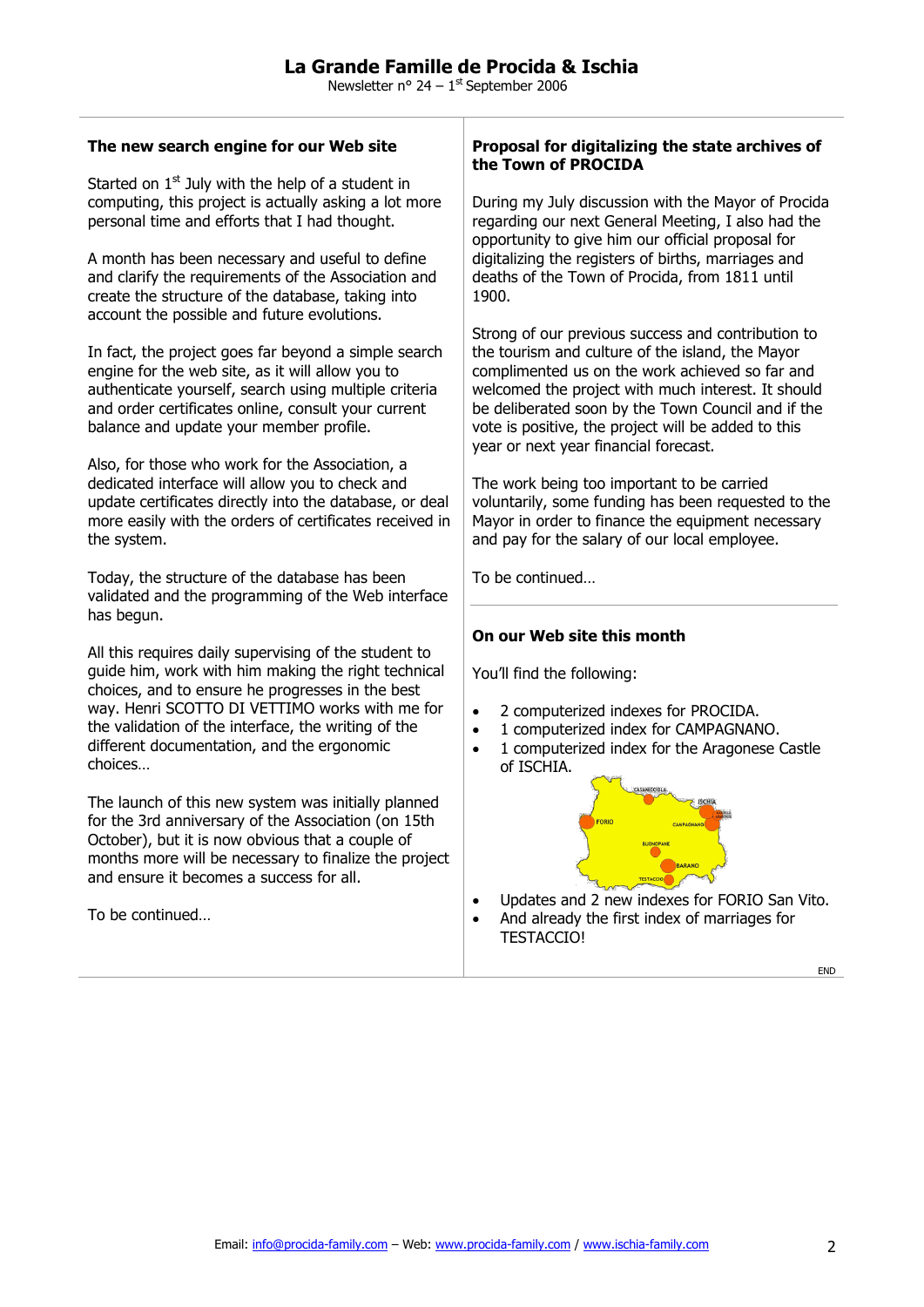# La Grande Famille de Procida & Ischia

Newsletter n° 24 – 1st September 2006

## The new search engine for our Web site

Started on 1st July with the help of a student in computing, this project is actually asking a lot more personal time and efforts that I had thought.

A month has been necessary and useful to define and clarify the requirements of the Association and create the structure of the database, taking into account the possible and future evolutions.

In fact, the project goes far beyond a simple search engine for the web site, as it will allow you to authenticate yourself, search using multiple criteria and order certificates online, consult your current balance and update your member profile.

Also, for those who work for the Association, a dedicated interface will allow you to check and update certificates directly into the database, or deal more easily with the orders of certificates received in the system.

Today, the structure of the database has been validated and the programming of the Web interface has begun.

All this requires daily supervising of the student to guide him, work with him making the right technical choices, and to ensure he progresses in the best way. Henri SCOTTO DI VETTIMO works with me for the validation of the interface, the writing of the different documentation, and the ergonomic choices…

The launch of this new system was initially planned for the 3rd anniversary of the Association (on 15th October), but it is now obvious that a couple of months more will be necessary to finalize the project and ensure it becomes a success for all.

To be continued…

## Proposal for digitalizing the state archives of the Town of PROCIDA

During my July discussion with the Mayor of Procida regarding our next General Meeting, I also had the opportunity to give him our official proposal for digitalizing the registers of births, marriages and deaths of the Town of Procida, from 1811 until 1900.

Strong of our previous success and contribution to the tourism and culture of the island, the Mayor complimented us on the work achieved so far and welcomed the project with much interest. It should be deliberated soon by the Town Council and if the vote is positive, the project will be added to this year or next year financial forecast.

The work being too important to be carried voluntarily, some funding has been requested to the Mayor in order to finance the equipment necessary and pay for the salary of our local employee.

To be continued…

## On our Web site this month

You'll find the following:

- 2 computerized indexes for PROCIDA.
- 1 computerized index for CAMPAGNANO.
- 1 computerized index for the Aragonese Castle of ISCHIA.

CASAMICCIOLA
ISCHIA
FORIO
CAMPAGNANO
BUONOPANE
BARANO
TESTACCIO

- Updates and 2 new indexes for FORIO San Vito.
- And already the first index of marriages for TESTACCIO!

END